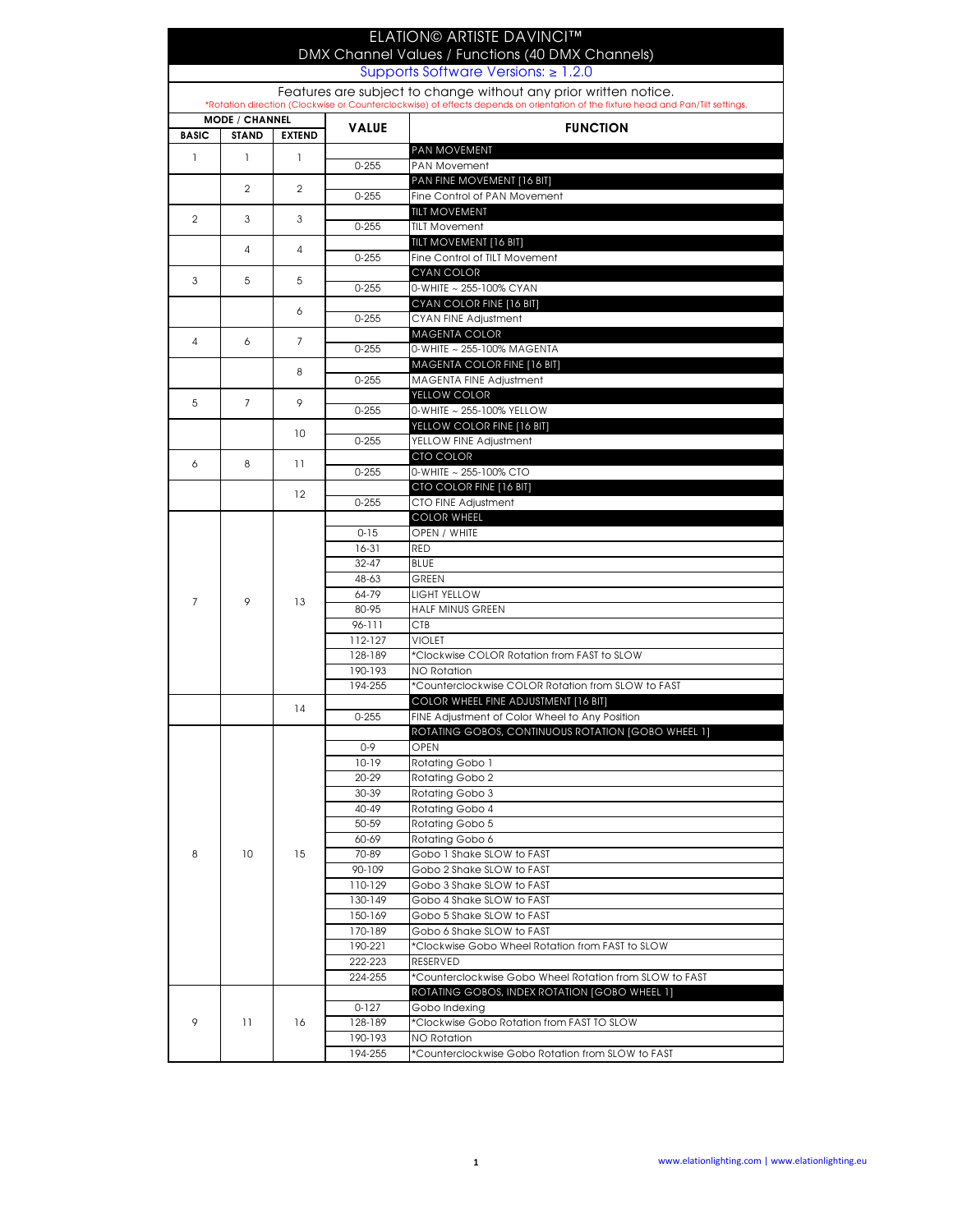# ELATION© ARTISTE DAVINCI™

## DMX Channel Values / Functions (40 DMX Channels)

Supports Software Versions: ≥ 1.2.0

Features are subject to change without any prior written notice.

*Rotation direction (Clockwise or Counterclockwise) of effects depends on orientation of the fixture head and Pan/Tilt settings.

| MODE / CHANNEL | | | VALUE | FUNCTION |
|---|---|---|---|---|
| BASIC | STAND | EXTEND | | |
| 1 | 1 | 1 | | PAN MOVEMENT |
| | | | 0-255 | PAN Movement |
| | 2 | 2 | | PAN FINE MOVEMENT [16 BIT] |
| | | | 0-255 | Fine Control of PAN Movement |
| 2 | 3 | 3 | | TILT MOVEMENT |
| | | | 0-255 | TILT Movement |
| | 4 | 4 | | TILT MOVEMENT [16 BIT] |
| | | | 0-255 | Fine Control of TILT Movement |
| 3 | 5 | 5 | | CYAN COLOR |
| | | | 0-255 | 0-WHITE ~ 255-100% CYAN |
| | | 6 | | CYAN COLOR FINE [16 BIT] |
| | | | 0-255 | CYAN FINE Adjustment |
| 4 | 6 | 7 | | MAGENTA COLOR |
| | | | 0-255 | 0-WHITE ~ 255-100% MAGENTA |
| | | 8 | | MAGENTA COLOR FINE [16 BIT] |
| | | | 0-255 | MAGENTA FINE Adjustment |
| 5 | 7 | 9 | | YELLOW COLOR |
| | | | 0-255 | 0-WHITE ~ 255-100% YELLOW |
| | | 10 | | YELLOW COLOR FINE [16 BIT] |
| | | | 0-255 | YELLOW FINE Adjustment |
| 6 | 8 | 11 | | CTO COLOR |
| | | | 0-255 | 0-WHITE ~ 255-100% CTO |
| | | 12 | | CTO COLOR FINE [16 BIT] |
| | | | 0-255 | CTO FINE Adjustment |
| 7 | 9 | 13 | | COLOR WHEEL |
| | | | 0-15 | OPEN / WHITE |
| | | | 16-31 | RED |
| | | | 32-47 | BLUE |
| | | | 48-63 | GREEN |
| | | | 64-79 | LIGHT YELLOW |
| | | | 80-95 | HALF MINUS GREEN |
| | | | 96-111 | CTB |
| | | | 112-127 | VIOLET |
| | | | 128-189 | *Clockwise COLOR Rotation from FAST to SLOW |
| | | | 190-193 | NO Rotation |
| | | | 194-255 | *Counterclockwise COLOR Rotation from SLOW to FAST |
| | | 14 | | COLOR WHEEL FINE ADJUSTMENT [16 BIT] |
| | | | 0-255 | FINE Adjustment of Color Wheel to Any Position |
| 8 | 10 | 15 | | ROTATING GOBOS, CONTINUOUS ROTATION [GOBO WHEEL 1] |
| | | | 0-9 | OPEN |
| | | | 10-19 | Rotating Gobo 1 |
| | | | 20-29 | Rotating Gobo 2 |
| | | | 30-39 | Rotating Gobo 3 |
| | | | 40-49 | Rotating Gobo 4 |
| | | | 50-59 | Rotating Gobo 5 |
| | | | 60-69 | Rotating Gobo 6 |
| | | | 70-89 | Gobo 1 Shake SLOW to FAST |
| | | | 90-109 | Gobo 2 Shake SLOW to FAST |
| | | | 110-129 | Gobo 3 Shake SLOW to FAST |
| | | | 130-149 | Gobo 4 Shake SLOW to FAST |
| | | | 150-169 | Gobo 5 Shake SLOW to FAST |
| | | | 170-189 | Gobo 6 Shake SLOW to FAST |
| | | | 190-221 | *Clockwise Gobo Wheel Rotation from FAST to SLOW |
| | | | 222-223 | RESERVED |
| | | | 224-255 | *Counterclockwise Gobo Wheel Rotation from SLOW to FAST |
| 9 | 11 | 16 | | ROTATING GOBOS, INDEX ROTATION [GOBO WHEEL 1] |
| | | | 0-127 | Gobo Indexing |
| | | | 128-189 | *Clockwise Gobo Rotation from FAST TO SLOW |
| | | | 190-193 | NO Rotation |
| | | | 194-255 | *Counterclockwise Gobo Rotation from SLOW to FAST |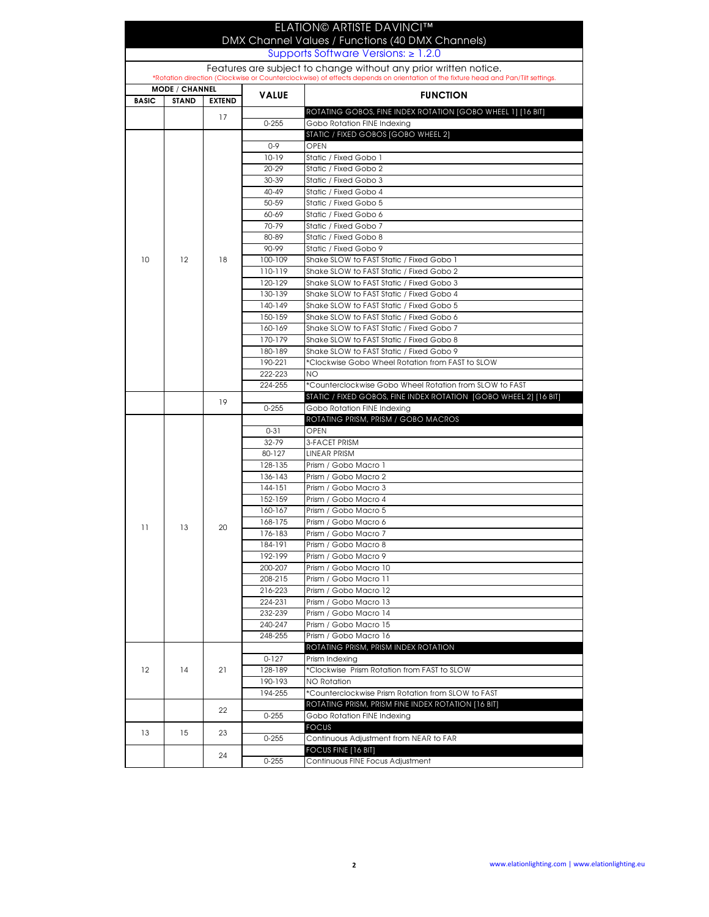# ELATION© ARTISTE DAVINCI™

## DMX Channel Values / Functions (40 DMX Channels)

Supports Software Versions: ≥ 1.2.0

Features are subject to change without any prior written notice.

*Rotation direction (Clockwise or Counterclockwise) of effects depends on orientation of the fixture head and Pan/Tilt settings.

| MODE / CHANNEL | | | VALUE | FUNCTION |
|---|---|---|---|---|
| BASIC | STAND | EXTEND | | |
| | | 17 | | ROTATING GOBOS, FINE INDEX ROTATION [GOBO WHEEL 1] [16 BIT] |
| | | | 0-255 | Gobo Rotation FINE Indexing |
| 10 | 12 | 18 | | STATIC / FIXED GOBOS [GOBO WHEEL 2] |
| | | | 0-9 | OPEN |
| | | | 10-19 | Static / Fixed Gobo 1 |
| | | | 20-29 | Static / Fixed Gobo 2 |
| | | | 30-39 | Static / Fixed Gobo 3 |
| | | | 40-49 | Static / Fixed Gobo 4 |
| | | | 50-59 | Static / Fixed Gobo 5 |
| | | | 60-69 | Static / Fixed Gobo 6 |
| | | | 70-79 | Static / Fixed Gobo 7 |
| | | | 80-89 | Static / Fixed Gobo 8 |
| | | | 90-99 | Static / Fixed Gobo 9 |
| | | | 100-109 | Shake SLOW to FAST Static / Fixed Gobo 1 |
| | | | 110-119 | Shake SLOW to FAST Static / Fixed Gobo 2 |
| | | | 120-129 | Shake SLOW to FAST Static / Fixed Gobo 3 |
| | | | 130-139 | Shake SLOW to FAST Static / Fixed Gobo 4 |
| | | | 140-149 | Shake SLOW to FAST Static / Fixed Gobo 5 |
| | | | 150-159 | Shake SLOW to FAST Static / Fixed Gobo 6 |
| | | | 160-169 | Shake SLOW to FAST Static / Fixed Gobo 7 |
| | | | 170-179 | Shake SLOW to FAST Static / Fixed Gobo 8 |
| | | | 180-189 | Shake SLOW to FAST Static / Fixed Gobo 9 |
| | | | 190-221 | *Clockwise Gobo Wheel Rotation from FAST to SLOW |
| | | | 222-223 | NO |
| | | | 224-255 | *Counterclockwise Gobo Wheel Rotation from SLOW to FAST |
| | | 19 | | STATIC / FIXED GOBOS, FINE INDEX ROTATION [GOBO WHEEL 2] [16 BIT] |
| | | | 0-255 | Gobo Rotation FINE Indexing |
| 11 | 13 | 20 | | ROTATING PRISM, PRISM / GOBO MACROS |
| | | | 0-31 | OPEN |
| | | | 32-79 | 3-FACET PRISM |
| | | | 80-127 | LINEAR PRISM |
| | | | 128-135 | Prism / Gobo Macro 1 |
| | | | 136-143 | Prism / Gobo Macro 2 |
| | | | 144-151 | Prism / Gobo Macro 3 |
| | | | 152-159 | Prism / Gobo Macro 4 |
| | | | 160-167 | Prism / Gobo Macro 5 |
| | | | 168-175 | Prism / Gobo Macro 6 |
| | | | 176-183 | Prism / Gobo Macro 7 |
| | | | 184-191 | Prism / Gobo Macro 8 |
| | | | 192-199 | Prism / Gobo Macro 9 |
| | | | 200-207 | Prism / Gobo Macro 10 |
| | | | 208-215 | Prism / Gobo Macro 11 |
| | | | 216-223 | Prism / Gobo Macro 12 |
| | | | 224-231 | Prism / Gobo Macro 13 |
| | | | 232-239 | Prism / Gobo Macro 14 |
| | | | 240-247 | Prism / Gobo Macro 15 |
| | | | 248-255 | Prism / Gobo Macro 16 |
| 12 | 14 | 21 | | ROTATING PRISM, PRISM INDEX ROTATION |
| | | | 0-127 | Prism Indexing |
| | | | 128-189 | *Clockwise Prism Rotation from FAST to SLOW |
| | | | 190-193 | NO Rotation |
| | | | 194-255 | *Counterclockwise Prism Rotation from SLOW to FAST |
| | | 22 | | ROTATING PRISM, PRISM FINE INDEX ROTATION [16 BIT] |
| | | | 0-255 | Gobo Rotation FINE Indexing |
| 13 | 15 | 23 | | FOCUS |
| | | | 0-255 | Continuous Adjustment from NEAR to FAR |
| | | 24 | | FOCUS FINE [16 BIT] |
| | | | 0-255 | Continuous FINE Focus Adjustment |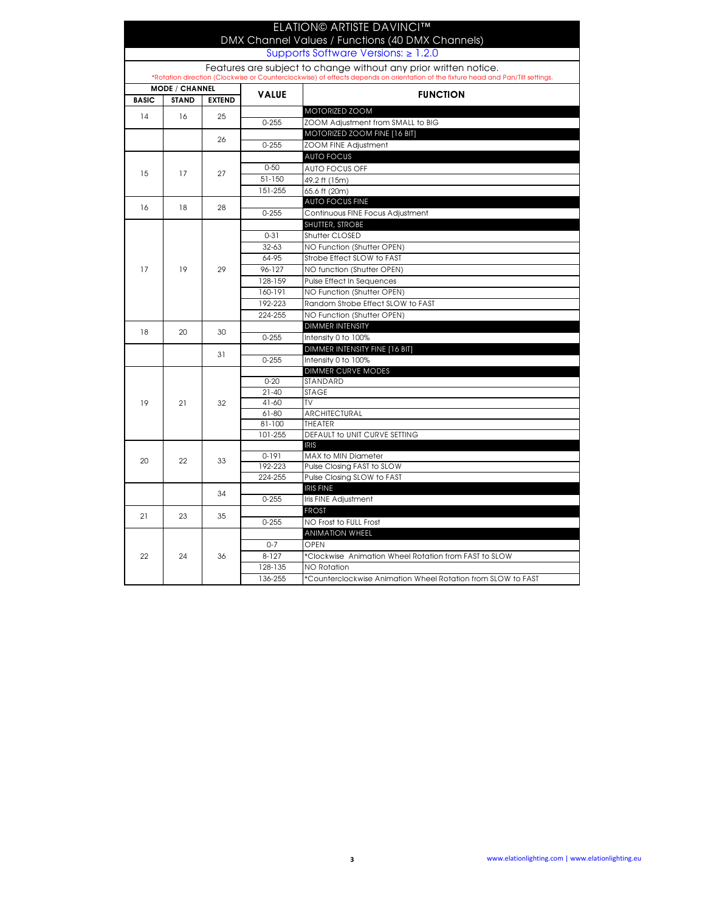# ELATION© ARTISTE DAVINCI™

## DMX Channel Values / Functions (40 DMX Channels)

Supports Software Versions: ≥ 1.2.0

Features are subject to change without any prior written notice.

*Rotation direction (Clockwise or Counterclockwise) of effects depends on orientation of the fixture head and Pan/Tilt settings.

| MODE / CHANNEL | | | VALUE | FUNCTION |
|---|---|---|---|---|
| BASIC | STAND | EXTEND | | |
| 14 | 16 | 25 | | MOTORIZED ZOOM |
| | | | 0-255 | ZOOM Adjustment from SMALL to BIG |
| | | 26 | | MOTORIZED ZOOM FINE [16 BIT] |
| | | | 0-255 | ZOOM FINE Adjustment |
| 15 | 17 | 27 | | AUTO FOCUS |
| | | | 0-50 | AUTO FOCUS OFF |
| | | | 51-150 | 49.2 ft (15m) |
| | | | 151-255 | 65.6 ft (20m) |
| 16 | 18 | 28 | | AUTO FOCUS FINE |
| | | | 0-255 | Continuous FINE Focus Adjustment |
| 17 | 19 | 29 | | SHUTTER, STROBE |
| | | | 0-31 | Shutter CLOSED |
| | | | 32-63 | NO Function (Shutter OPEN) |
| | | | 64-95 | Strobe Effect SLOW to FAST |
| | | | 96-127 | NO function (Shutter OPEN) |
| | | | 128-159 | Pulse Effect In Sequences |
| | | | 160-191 | NO Function (Shutter OPEN) |
| | | | 192-223 | Random Strobe Effect SLOW to FAST |
| | | | 224-255 | NO Function (Shutter OPEN) |
| 18 | 20 | 30 | | DIMMER INTENSITY |
| | | | 0-255 | Intensity 0 to 100% |
| | | 31 | | DIMMER INTENSITY FINE [16 BIT] |
| | | | 0-255 | Intensity 0 to 100% |
| 19 | 21 | 32 | | DIMMER CURVE MODES |
| | | | 0-20 | STANDARD |
| | | | 21-40 | STAGE |
| | | | 41-60 | TV |
| | | | 61-80 | ARCHITECTURAL |
| | | | 81-100 | THEATER |
| | | | 101-255 | DEFAULT to UNIT CURVE SETTING |
| 20 | 22 | 33 | | IRIS |
| | | | 0-191 | MAX to MIN Diameter |
| | | | 192-223 | Pulse Closing FAST to SLOW |
| | | | 224-255 | Pulse Closing SLOW to FAST |
| | | 34 | | IRIS FINE |
| | | | 0-255 | Iris FINE Adjustment |
| 21 | 23 | 35 | | FROST |
| | | | 0-255 | NO Frost to FULL Frost |
| 22 | 24 | 36 | | ANIMATION WHEEL |
| | | | 0-7 | OPEN |
| | | | 8-127 | *Clockwise Animation Wheel Rotation from FAST to SLOW |
| | | | 128-135 | NO Rotation |
| | | | 136-255 | *Counterclockwise Animation Wheel Rotation from SLOW to FAST |

www.elationlighting.com | www.elationlighting.eu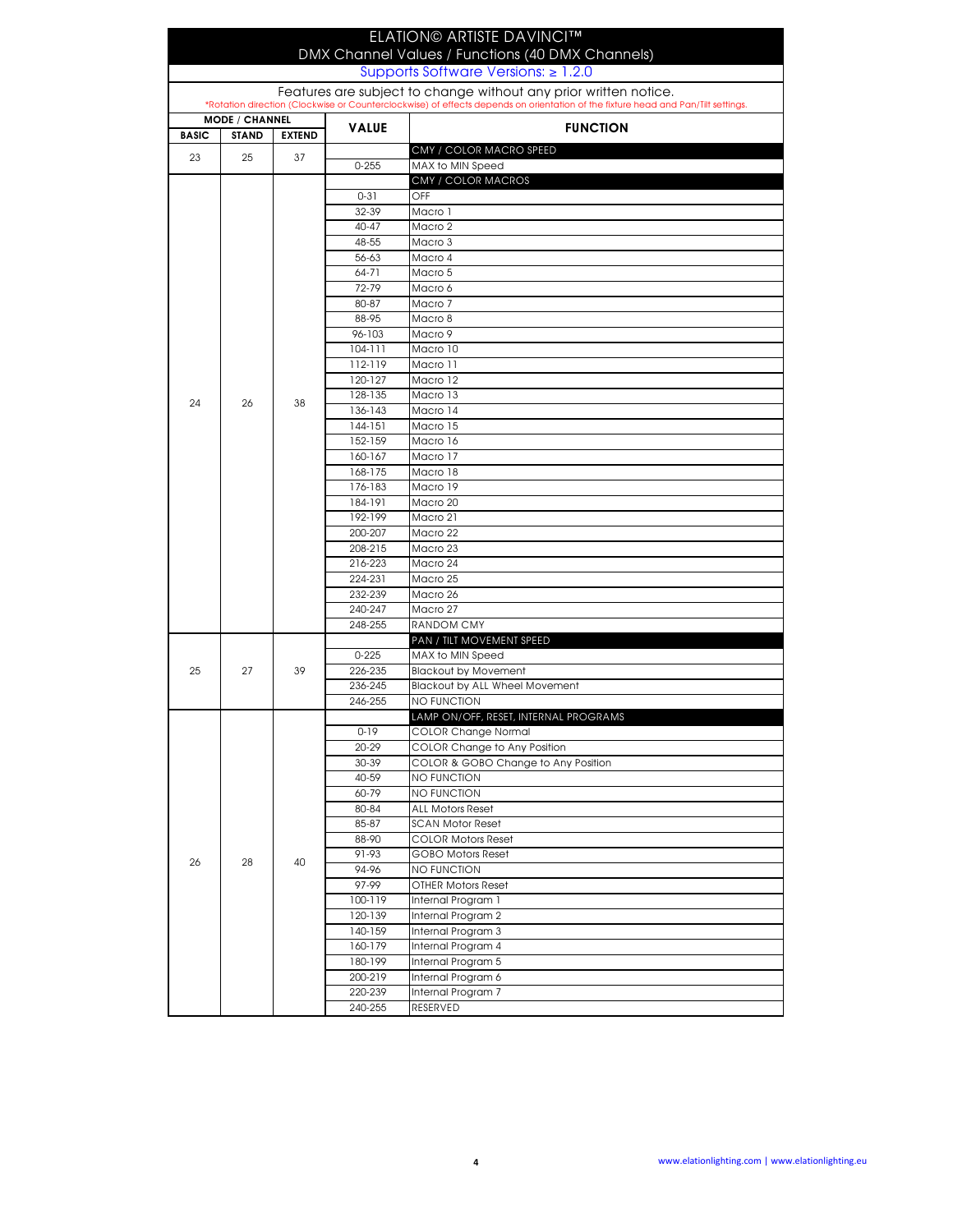# ELATION© ARTISTE DAVINCI™

DMX Channel Values / Functions (40 DMX Channels)

Supports Software Versions: ≥ 1.2.0

Features are subject to change without any prior written notice.

*Rotation direction (Clockwise or Counterclockwise) of effects depends on orientation of the fixture head and Pan/Tilt settings.

| MODE / CHANNEL | | | VALUE | FUNCTION |
|---|---|---|---|---|
| BASIC | STAND | EXTEND | | |
| 23 | 25 | 37 | | CMY / COLOR MACRO SPEED |
| | | | 0-255 | MAX to MIN Speed |
| 24 | 26 | 38 | | CMY / COLOR MACROS |
| | | | 0-31 | OFF |
| | | | 32-39 | Macro 1 |
| | | | 40-47 | Macro 2 |
| | | | 48-55 | Macro 3 |
| | | | 56-63 | Macro 4 |
| | | | 64-71 | Macro 5 |
| | | | 72-79 | Macro 6 |
| | | | 80-87 | Macro 7 |
| | | | 88-95 | Macro 8 |
| | | | 96-103 | Macro 9 |
| | | | 104-111 | Macro 10 |
| | | | 112-119 | Macro 11 |
| | | | 120-127 | Macro 12 |
| | | | 128-135 | Macro 13 |
| | | | 136-143 | Macro 14 |
| | | | 144-151 | Macro 15 |
| | | | 152-159 | Macro 16 |
| | | | 160-167 | Macro 17 |
| | | | 168-175 | Macro 18 |
| | | | 176-183 | Macro 19 |
| | | | 184-191 | Macro 20 |
| | | | 192-199 | Macro 21 |
| | | | 200-207 | Macro 22 |
| | | | 208-215 | Macro 23 |
| | | | 216-223 | Macro 24 |
| | | | 224-231 | Macro 25 |
| | | | 232-239 | Macro 26 |
| | | | 240-247 | Macro 27 |
| | | | 248-255 | RANDOM CMY |
| 25 | 27 | 39 | | PAN / TILT MOVEMENT SPEED |
| | | | 0-225 | MAX to MIN Speed |
| | | | 226-235 | Blackout by Movement |
| | | | 236-245 | Blackout by ALL Wheel Movement |
| | | | 246-255 | NO FUNCTION |
| 26 | 28 | 40 | | LAMP ON/OFF, RESET, INTERNAL PROGRAMS |
| | | | 0-19 | COLOR Change Normal |
| | | | 20-29 | COLOR Change to Any Position |
| | | | 30-39 | COLOR & GOBO Change to Any Position |
| | | | 40-59 | NO FUNCTION |
| | | | 60-79 | NO FUNCTION |
| | | | 80-84 | ALL Motors Reset |
| | | | 85-87 | SCAN Motor Reset |
| | | | 88-90 | COLOR Motors Reset |
| | | | 91-93 | GOBO Motors Reset |
| | | | 94-96 | NO FUNCTION |
| | | | 97-99 | OTHER Motors Reset |
| | | | 100-119 | Internal Program 1 |
| | | | 120-139 | Internal Program 2 |
| | | | 140-159 | Internal Program 3 |
| | | | 160-179 | Internal Program 4 |
| | | | 180-199 | Internal Program 5 |
| | | | 200-219 | Internal Program 6 |
| | | | 220-239 | Internal Program 7 |
| | | | 240-255 | RESERVED |

www.elationlighting.com | www.elationlighting.eu